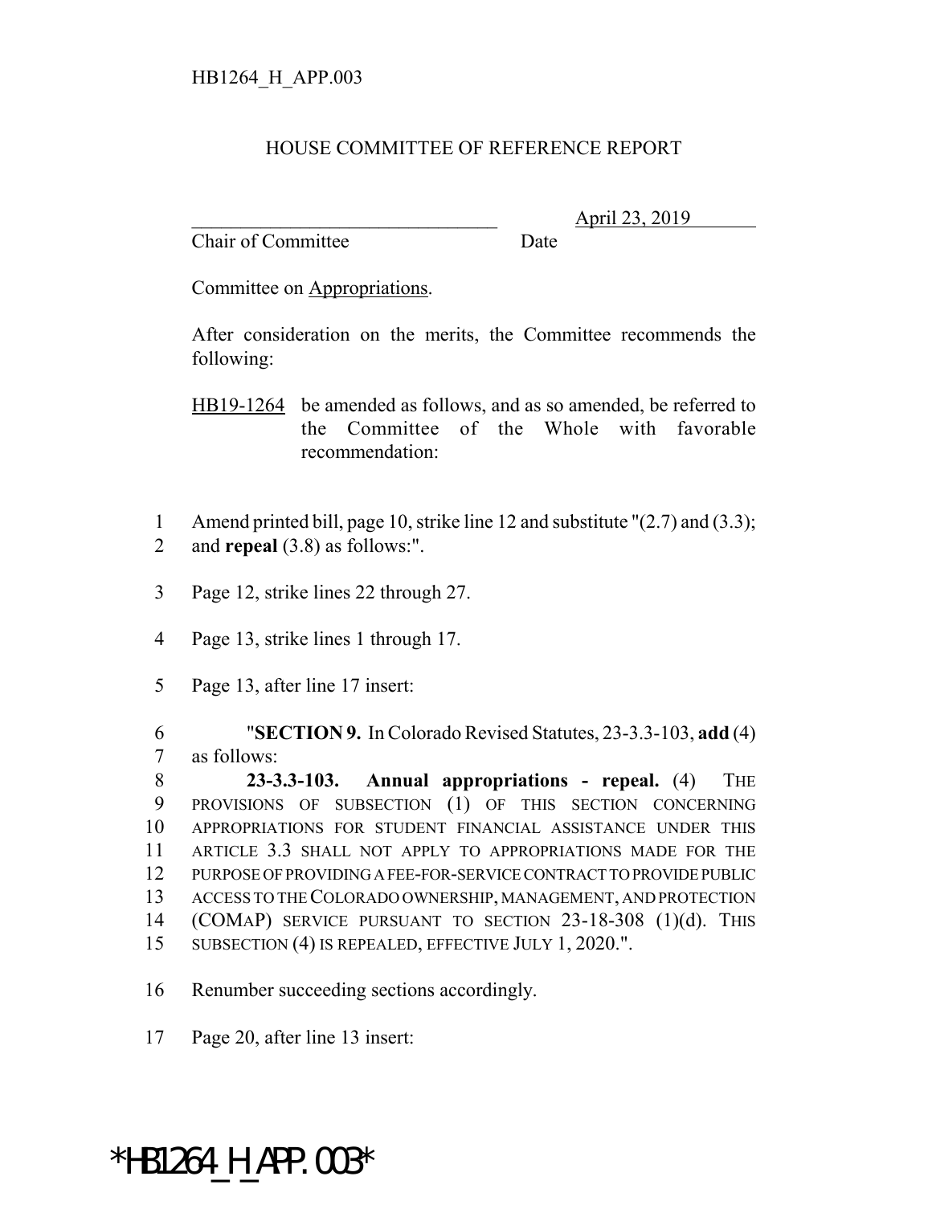HB1264_H_APP.003

# HOUSE COMMITTEE OF REFERENCE REPORT

_______________________________ April 23, 2019
Chair of Committee Date

Committee on Appropriations.

After consideration on the merits, the Committee recommends the following:

HB19-1264 be amended as follows, and as so amended, be referred to the Committee of the Whole with favorable recommendation:

1 Amend printed bill, page 10, strike line 12 and substitute "(2.7) and (3.3);
2 and **repeal** (3.8) as follows:".

3 Page 12, strike lines 22 through 27.

4 Page 13, strike lines 1 through 17.

5 Page 13, after line 17 insert:

6 "**SECTION 9.** In Colorado Revised Statutes, 23-3.3-103, **add** (4)
7 as follows:
8 **23-3.3-103. Annual appropriations - repeal.** (4) THE
9 PROVISIONS OF SUBSECTION (1) OF THIS SECTION CONCERNING
10 APPROPRIATIONS FOR STUDENT FINANCIAL ASSISTANCE UNDER THIS
11 ARTICLE 3.3 SHALL NOT APPLY TO APPROPRIATIONS MADE FOR THE
12 PURPOSE OF PROVIDING A FEE-FOR-SERVICE CONTRACT TO PROVIDE PUBLIC
13 ACCESS TO THE COLORADO OWNERSHIP, MANAGEMENT, AND PROTECTION
14 (COMAP) SERVICE PURSUANT TO SECTION 23-18-308 (1)(d). THIS
15 SUBSECTION (4) IS REPEALED, EFFECTIVE JULY 1, 2020.".

16 Renumber succeeding sections accordingly.

17 Page 20, after line 13 insert:

*HB1264_H_APP.003*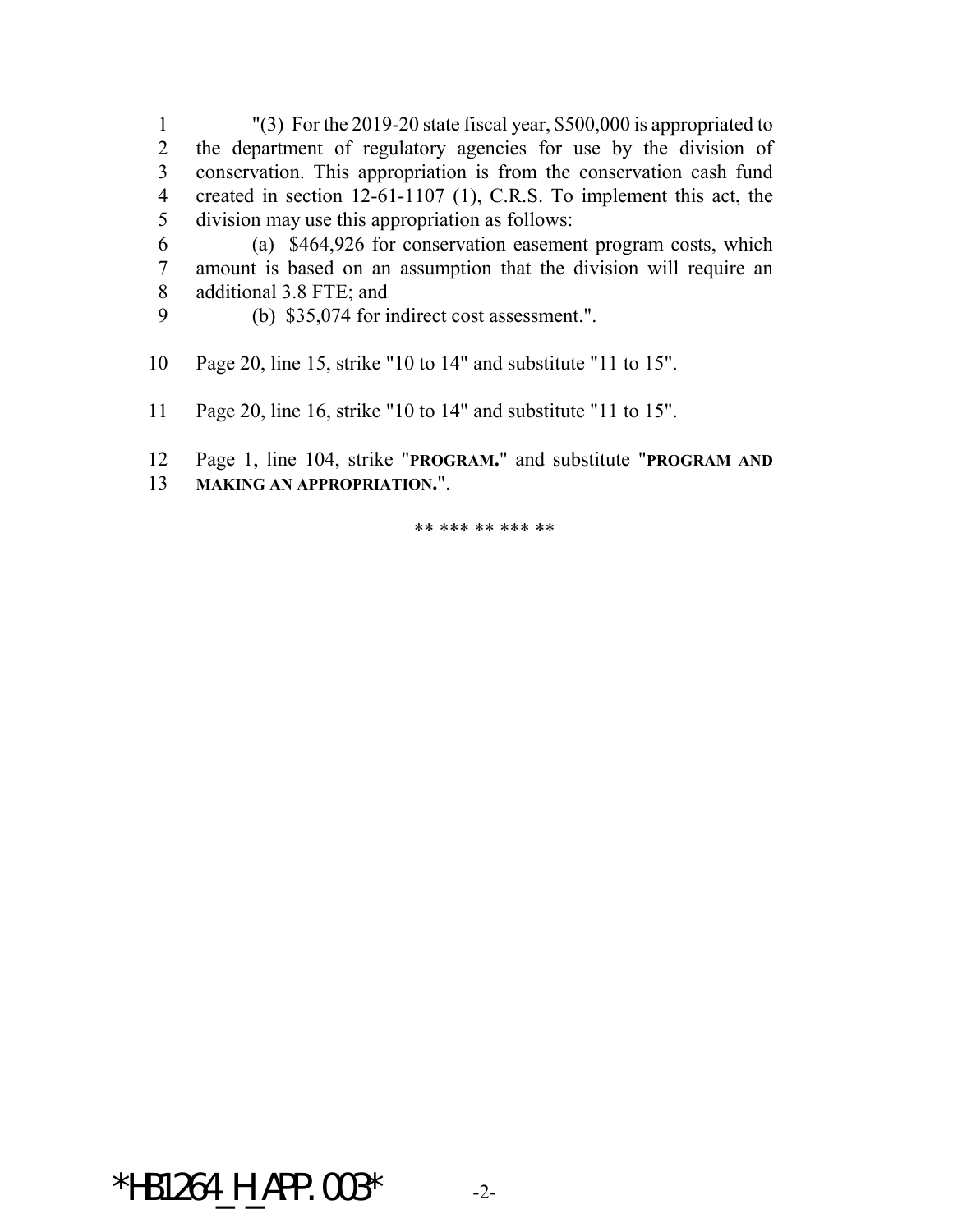"(3) For the 2019-20 state fiscal year, $500,000 is appropriated to the department of regulatory agencies for use by the division of conservation. This appropriation is from the conservation cash fund created in section 12-61-1107 (1), C.R.S. To implement this act, the division may use this appropriation as follows:

(a) $464,926 for conservation easement program costs, which amount is based on an assumption that the division will require an additional 3.8 FTE; and

(b) $35,074 for indirect cost assessment.".

Page 20, line 15, strike "10 to 14" and substitute "11 to 15".

Page 20, line 16, strike "10 to 14" and substitute "11 to 15".

Page 1, line 104, strike "**PROGRAM.**" and substitute "**PROGRAM AND MAKING AN APPROPRIATION.**".

** *** ** *** **

*HB1264_H_APP.003*